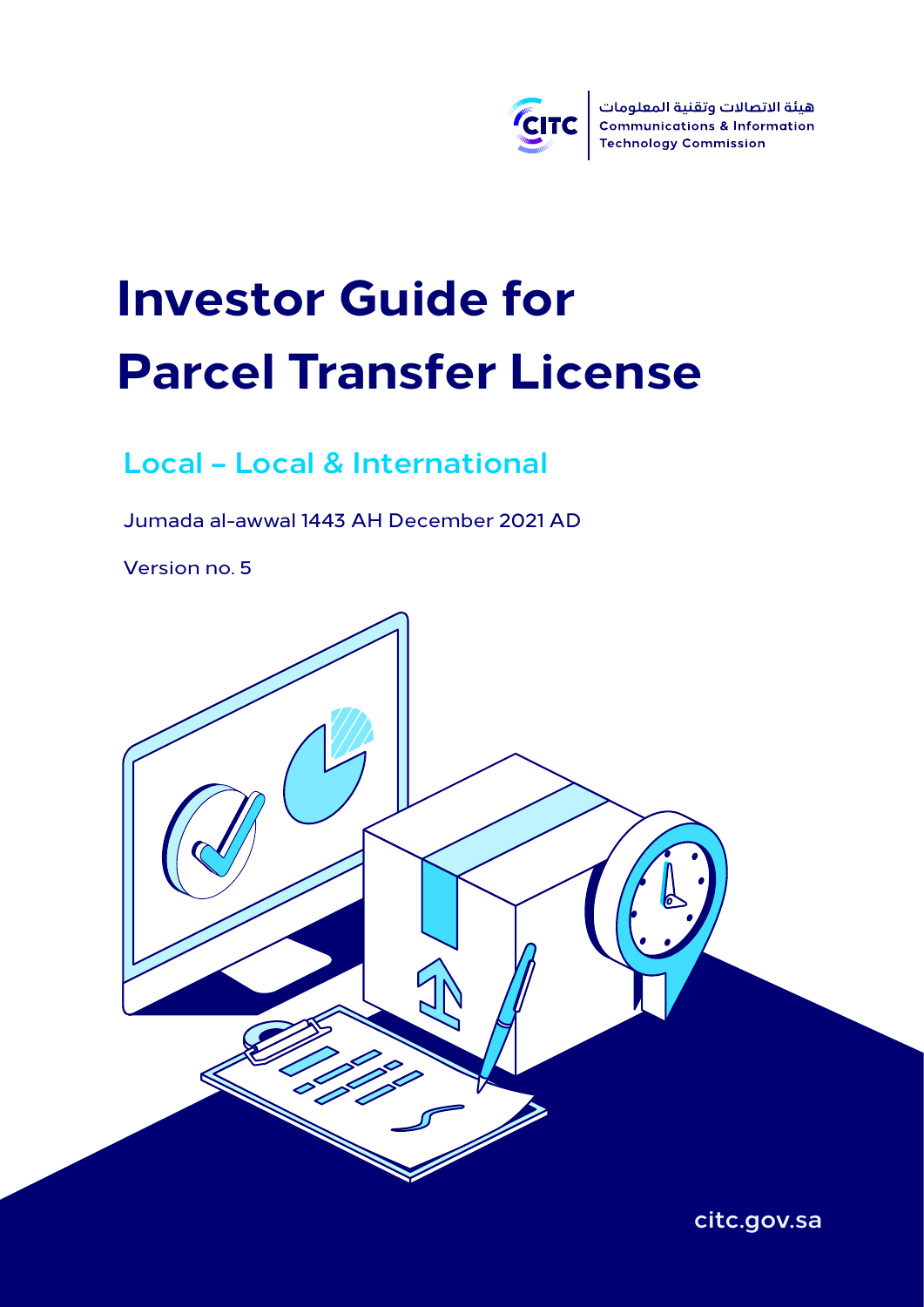هيئة الاتصالات وتقنية المعلومات
Communications & Information Technology Commission

# Investor Guide for Parcel Transfer License

## Local – Local & International

Jumada al-awwal 1443 AH December 2021 AD

Version no. 5

citc.gov.sa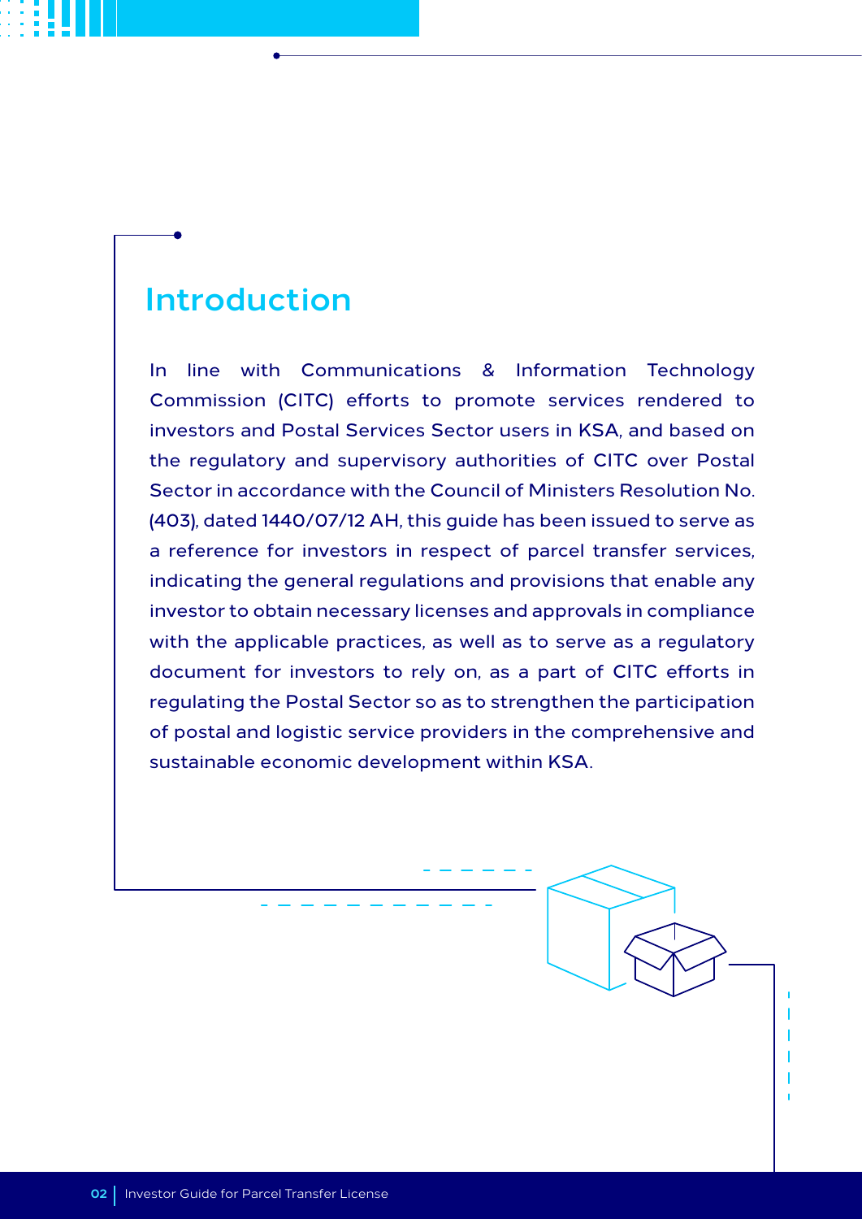## Introduction

In line with Communications & Information Technology Commission (CITC) efforts to promote services rendered to investors and Postal Services Sector users in KSA, and based on the regulatory and supervisory authorities of CITC over Postal Sector in accordance with the Council of Ministers Resolution No. (403), dated 1440/07/12 AH, this guide has been issued to serve as a reference for investors in respect of parcel transfer services, indicating the general regulations and provisions that enable any investor to obtain necessary licenses and approvals in compliance with the applicable practices, as well as to serve as a regulatory document for investors to rely on, as a part of CITC efforts in regulating the Postal Sector so as to strengthen the participation of postal and logistic service providers in the comprehensive and sustainable economic development within KSA.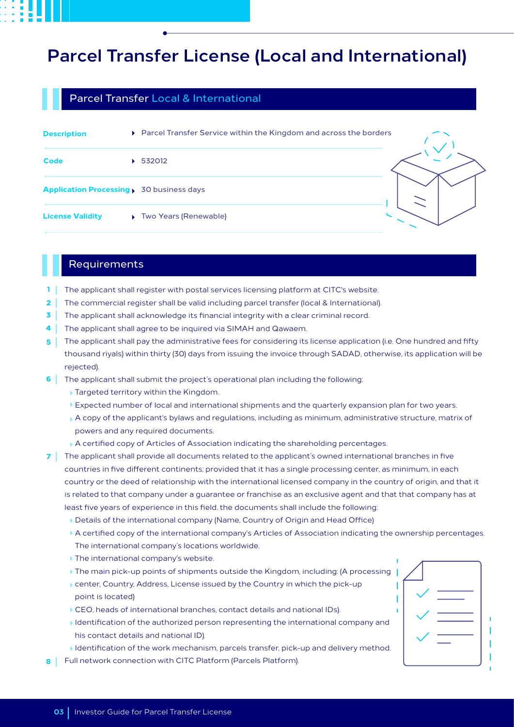# Parcel Transfer License (Local and International)

## Parcel Transfer Local & International

| | |
|---|---|
| **Description** | Parcel Transfer Service within the Kingdom and across the borders |
| **Code** | 532012 |
| **Application Processing** | 30 business days |
| **License Validity** | Two Years (Renewable) |

## Requirements

1. The applicant shall register with postal services licensing platform at CITC's website.
2. The commercial register shall be valid including parcel transfer (local & International).
3. The applicant shall acknowledge its financial integrity with a clear criminal record.
4. The applicant shall agree to be inquired via SIMAH and Qawaem.
5. The applicant shall pay the administrative fees for considering its license application (i.e. One hundred and fifty thousand riyals) within thirty (30) days from issuing the invoice through SADAD, otherwise, its application will be rejected).
6. The applicant shall submit the project's operational plan including the following:
   - Targeted territory within the Kingdom.
   - Expected number of local and international shipments and the quarterly expansion plan for two years.
   - A copy of the applicant's bylaws and regulations, including as minimum, administrative structure, matrix of powers and any required documents.
   - A certified copy of Articles of Association indicating the shareholding percentages.
7. The applicant shall provide all documents related to the applicant's owned international branches in five countries in five different continents; provided that it has a single processing center, as minimum, in each country or the deed of relationship with the international licensed company in the country of origin, and that it is related to that company under a guarantee or franchise as an exclusive agent and that that company has at least five years of experience in this field. the documents shall include the following:
   - Details of the international company (Name, Country of Origin and Head Office)
   - A certified copy of the international company's Articles of Association indicating the ownership percentages. The international company's locations worldwide.
   - The international company's website.
   - The main pick-up points of shipments outside the Kingdom, including: (A processing
   - center, Country, Address, License issued by the Country in which the pick-up point is located)
   - CEO, heads of international branches, contact details and national IDs).
   - Identification of the authorized person representing the international company and his contact details and national ID).
   - Identification of the work mechanism, parcels transfer, pick-up and delivery method.
8. Full network connection with CITC Platform (Parcels Platform).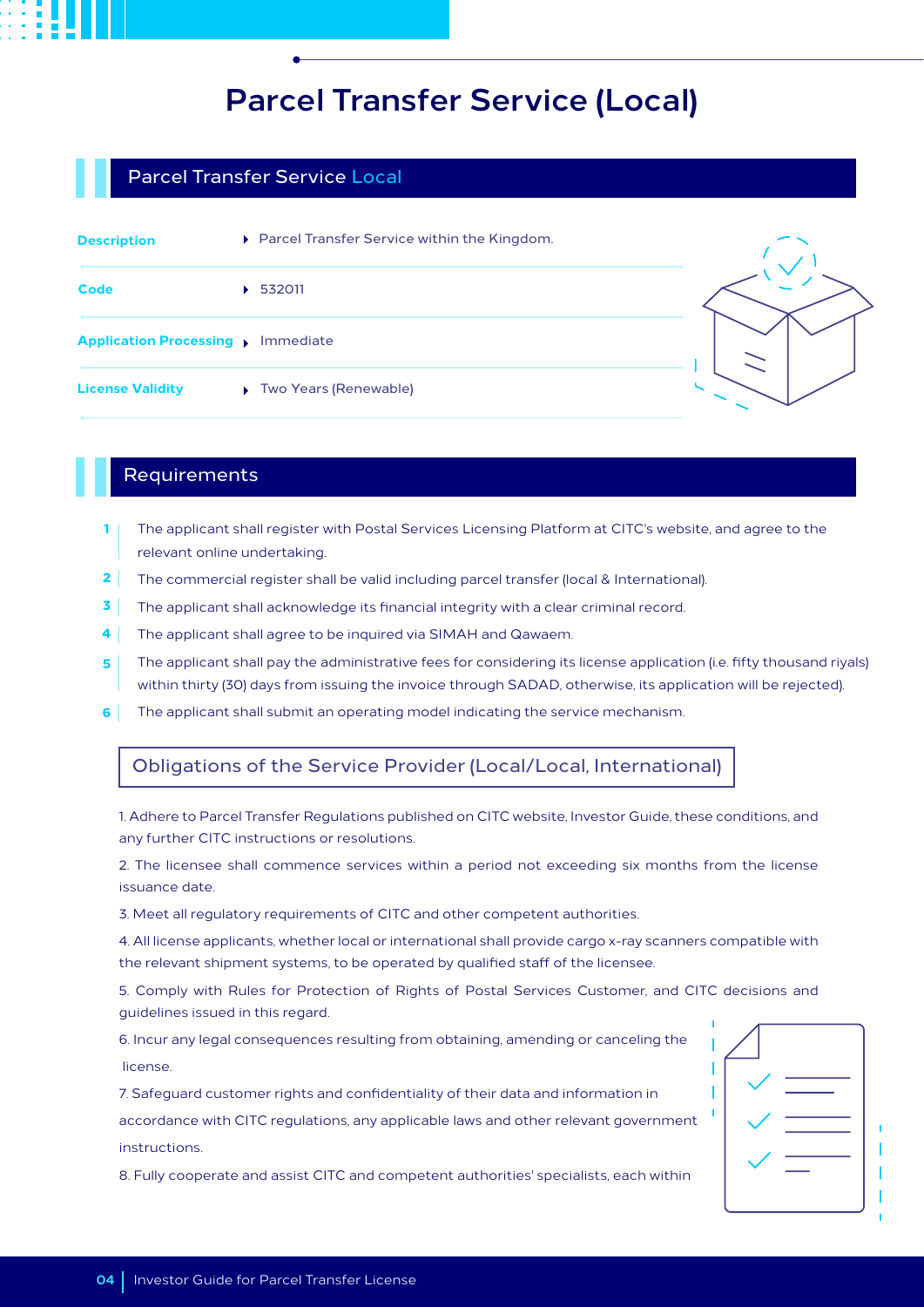# Parcel Transfer Service (Local)

## Parcel Transfer Service Local

| | |
|---|---|
| **Description** | Parcel Transfer Service within the Kingdom. |
| **Code** | 532011 |
| **Application Processing** | Immediate |
| **License Validity** | Two Years (Renewable) |

## Requirements

1. The applicant shall register with Postal Services Licensing Platform at CITC's website, and agree to the relevant online undertaking.
2. The commercial register shall be valid including parcel transfer (local & International).
3. The applicant shall acknowledge its financial integrity with a clear criminal record.
4. The applicant shall agree to be inquired via SIMAH and Qawaem.
5. The applicant shall pay the administrative fees for considering its license application (i.e. fifty thousand riyals) within thirty (30) days from issuing the invoice through SADAD, otherwise, its application will be rejected).
6. The applicant shall submit an operating model indicating the service mechanism.

### Obligations of the Service Provider (Local/Local, International)

1. Adhere to Parcel Transfer Regulations published on CITC website, Investor Guide, these conditions, and any further CITC instructions or resolutions.

2. The licensee shall commence services within a period not exceeding six months from the license issuance date.

3. Meet all regulatory requirements of CITC and other competent authorities.

4. All license applicants, whether local or international shall provide cargo x-ray scanners compatible with the relevant shipment systems, to be operated by qualified staff of the licensee.

5. Comply with Rules for Protection of Rights of Postal Services Customer, and CITC decisions and guidelines issued in this regard.

6. Incur any legal consequences resulting from obtaining, amending or canceling the license.

7. Safeguard customer rights and confidentiality of their data and information in accordance with CITC regulations, any applicable laws and other relevant government instructions.

8. Fully cooperate and assist CITC and competent authorities' specialists, each within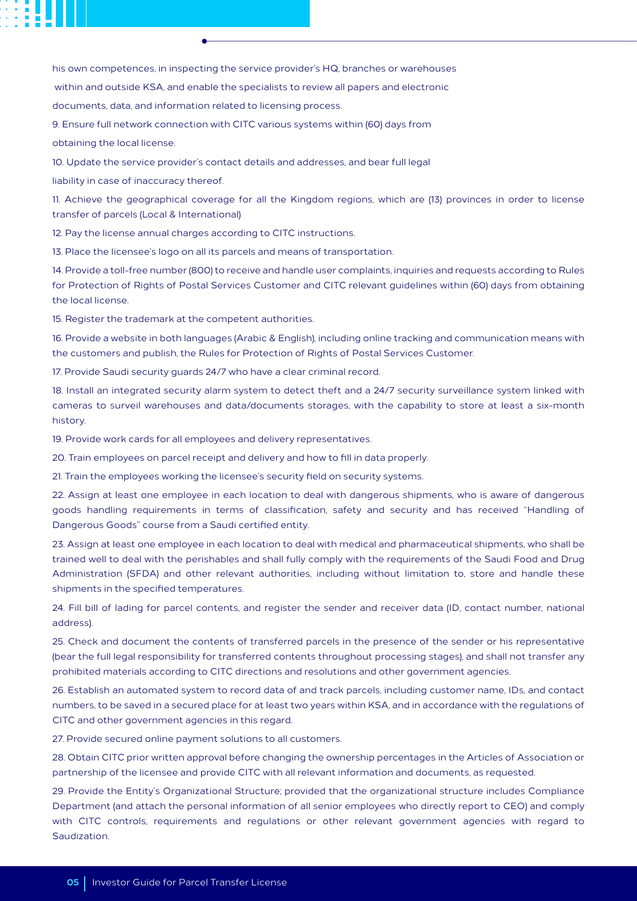his own competences, in inspecting the service provider's HQ, branches or warehouses within and outside KSA, and enable the specialists to review all papers and electronic documents, data, and information related to licensing process.

9. Ensure full network connection with CITC various systems within (60) days from obtaining the local license.

10. Update the service provider's contact details and addresses, and bear full legal liability in case of inaccuracy thereof.

11. Achieve the geographical coverage for all the Kingdom regions, which are (13) provinces in order to license transfer of parcels (Local & International)

12. Pay the license annual charges according to CITC instructions.

13. Place the licensee's logo on all its parcels and means of transportation.

14. Provide a toll-free number (800) to receive and handle user complaints, inquiries and requests according to Rules for Protection of Rights of Postal Services Customer and CITC relevant guidelines within (60) days from obtaining the local license.

15. Register the trademark at the competent authorities.

16. Provide a website in both languages (Arabic & English), including online tracking and communication means with the customers and publish, the Rules for Protection of Rights of Postal Services Customer.

17. Provide Saudi security guards 24/7 who have a clear criminal record.

18. Install an integrated security alarm system to detect theft and a 24/7 security surveillance system linked with cameras to surveil warehouses and data/documents storages, with the capability to store at least a six-month history.

19. Provide work cards for all employees and delivery representatives.

20. Train employees on parcel receipt and delivery and how to fill in data properly.

21. Train the employees working the licensee's security field on security systems.

22. Assign at least one employee in each location to deal with dangerous shipments, who is aware of dangerous goods handling requirements in terms of classification, safety and security and has received "Handling of Dangerous Goods" course from a Saudi certified entity.

23. Assign at least one employee in each location to deal with medical and pharmaceutical shipments, who shall be trained well to deal with the perishables and shall fully comply with the requirements of the Saudi Food and Drug Administration (SFDA) and other relevant authorities, including without limitation to, store and handle these shipments in the specified temperatures.

24. Fill bill of lading for parcel contents, and register the sender and receiver data (ID, contact number, national address).

25. Check and document the contents of transferred parcels in the presence of the sender or his representative (bear the full legal responsibility for transferred contents throughout processing stages), and shall not transfer any prohibited materials according to CITC directions and resolutions and other government agencies.

26. Establish an automated system to record data of and track parcels, including customer name, IDs, and contact numbers, to be saved in a secured place for at least two years within KSA, and in accordance with the regulations of CITC and other government agencies in this regard.

27. Provide secured online payment solutions to all customers.

28. Obtain CITC prior written approval before changing the ownership percentages in the Articles of Association or partnership of the licensee and provide CITC with all relevant information and documents, as requested.

29. Provide the Entity's Organizational Structure; provided that the organizational structure includes Compliance Department (and attach the personal information of all senior employees who directly report to CEO) and comply with CITC controls, requirements and regulations or other relevant government agencies with regard to Saudization.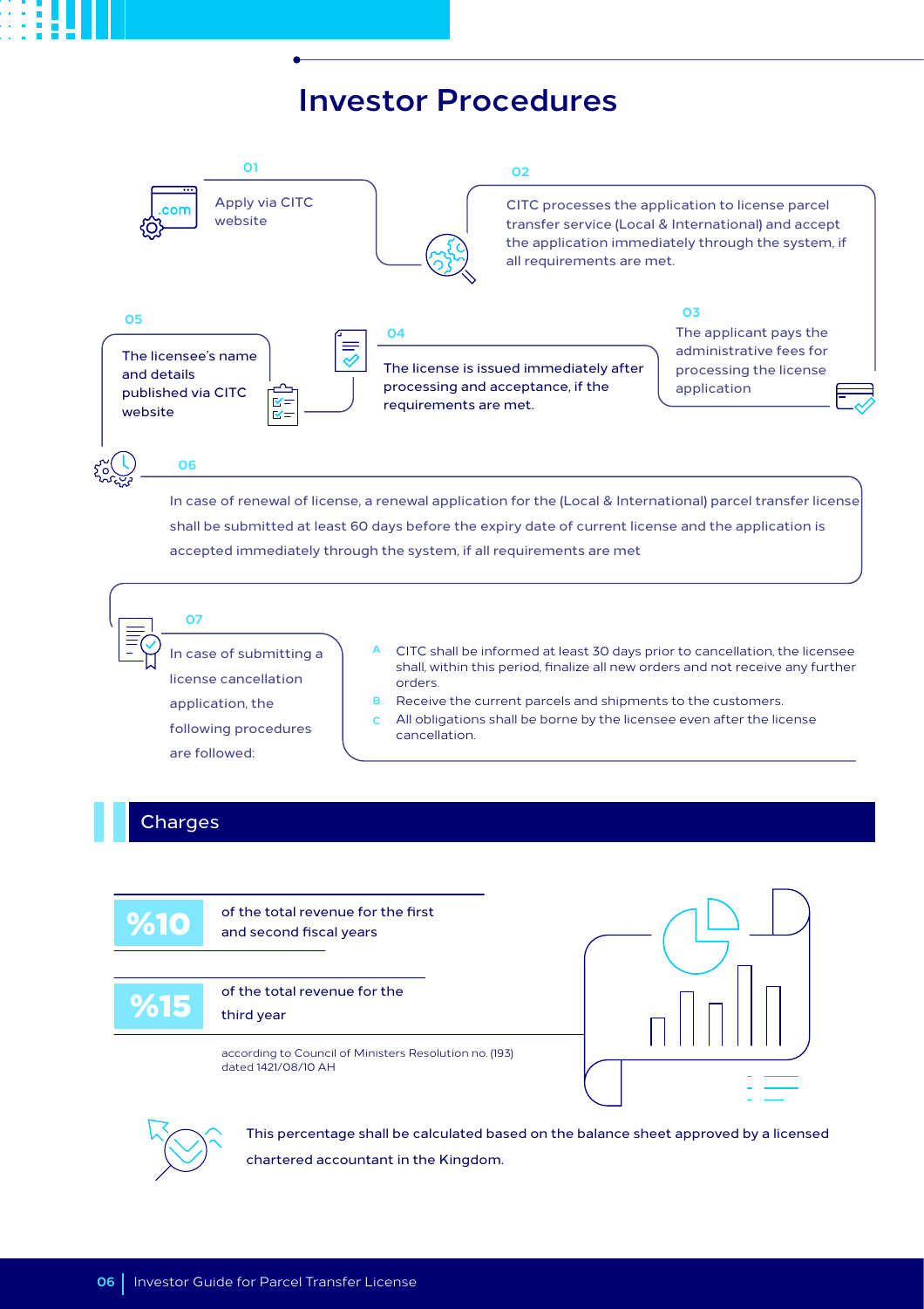# Investor Procedures

**01**

Apply via CITC website

**02**

CITC processes the application to license parcel transfer service (Local & International) and accept the application immediately through the system, if all requirements are met.

**03**

The applicant pays the administrative fees for processing the license application

**04**

The license is issued immediately after processing and acceptance, if the requirements are met.

**05**

The licensee's name and details published via CITC website

**06**

In case of renewal of license, a renewal application for the (Local & International) parcel transfer license shall be submitted at least 60 days before the expiry date of current license and the application is accepted immediately through the system, if all requirements are met

**07**

In case of submitting a license cancellation application, the following procedures are followed:

- A. CITC shall be informed at least 30 days prior to cancellation, the licensee shall, within this period, finalize all new orders and not receive any further orders.
- B. Receive the current parcels and shipments to the customers.
- C. All obligations shall be borne by the licensee even after the license cancellation.

## Charges

**%10** of the total revenue for the first and second fiscal years

**%15** of the total revenue for the third year

according to Council of Ministers Resolution no. (193) dated 1421/08/10 AH

This percentage shall be calculated based on the balance sheet approved by a licensed chartered accountant in the Kingdom.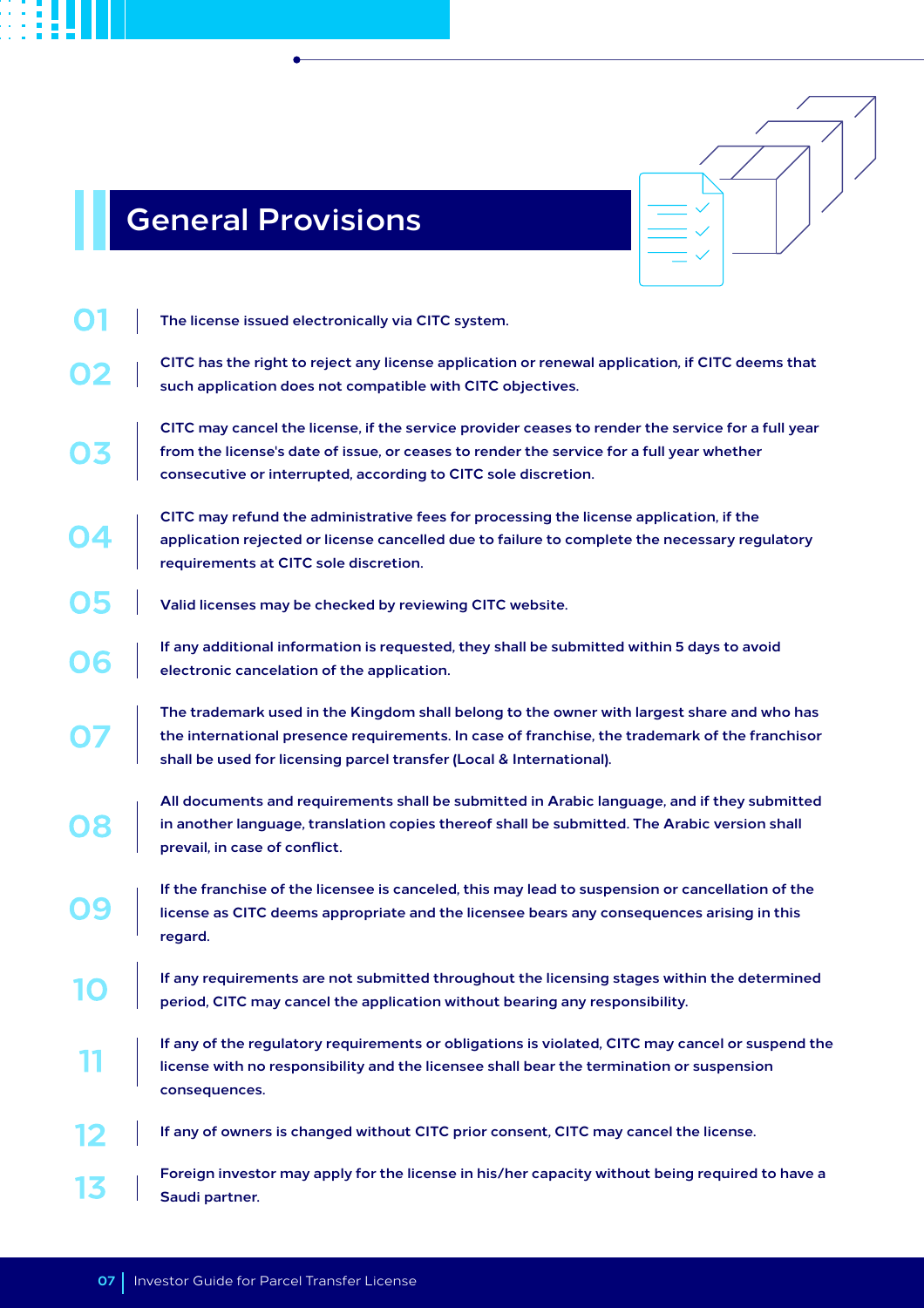## General Provisions

01. The license issued electronically via CITC system.
02. CITC has the right to reject any license application or renewal application, if CITC deems that such application does not compatible with CITC objectives.
03. CITC may cancel the license, if the service provider ceases to render the service for a full year from the license's date of issue, or ceases to render the service for a full year whether consecutive or interrupted, according to CITC sole discretion.
04. CITC may refund the administrative fees for processing the license application, if the application rejected or license cancelled due to failure to complete the necessary regulatory requirements at CITC sole discretion.
05. Valid licenses may be checked by reviewing CITC website.
06. If any additional information is requested, they shall be submitted within 5 days to avoid electronic cancelation of the application.
07. The trademark used in the Kingdom shall belong to the owner with largest share and who has the international presence requirements. In case of franchise, the trademark of the franchisor shall be used for licensing parcel transfer (Local & International).
08. All documents and requirements shall be submitted in Arabic language, and if they submitted in another language, translation copies thereof shall be submitted. The Arabic version shall prevail, in case of conflict.
09. If the franchise of the licensee is canceled, this may lead to suspension or cancellation of the license as CITC deems appropriate and the licensee bears any consequences arising in this regard.
10. If any requirements are not submitted throughout the licensing stages within the determined period, CITC may cancel the application without bearing any responsibility.
11. If any of the regulatory requirements or obligations is violated, CITC may cancel or suspend the license with no responsibility and the licensee shall bear the termination or suspension consequences.
12. If any of owners is changed without CITC prior consent, CITC may cancel the license.
13. Foreign investor may apply for the license in his/her capacity without being required to have a Saudi partner.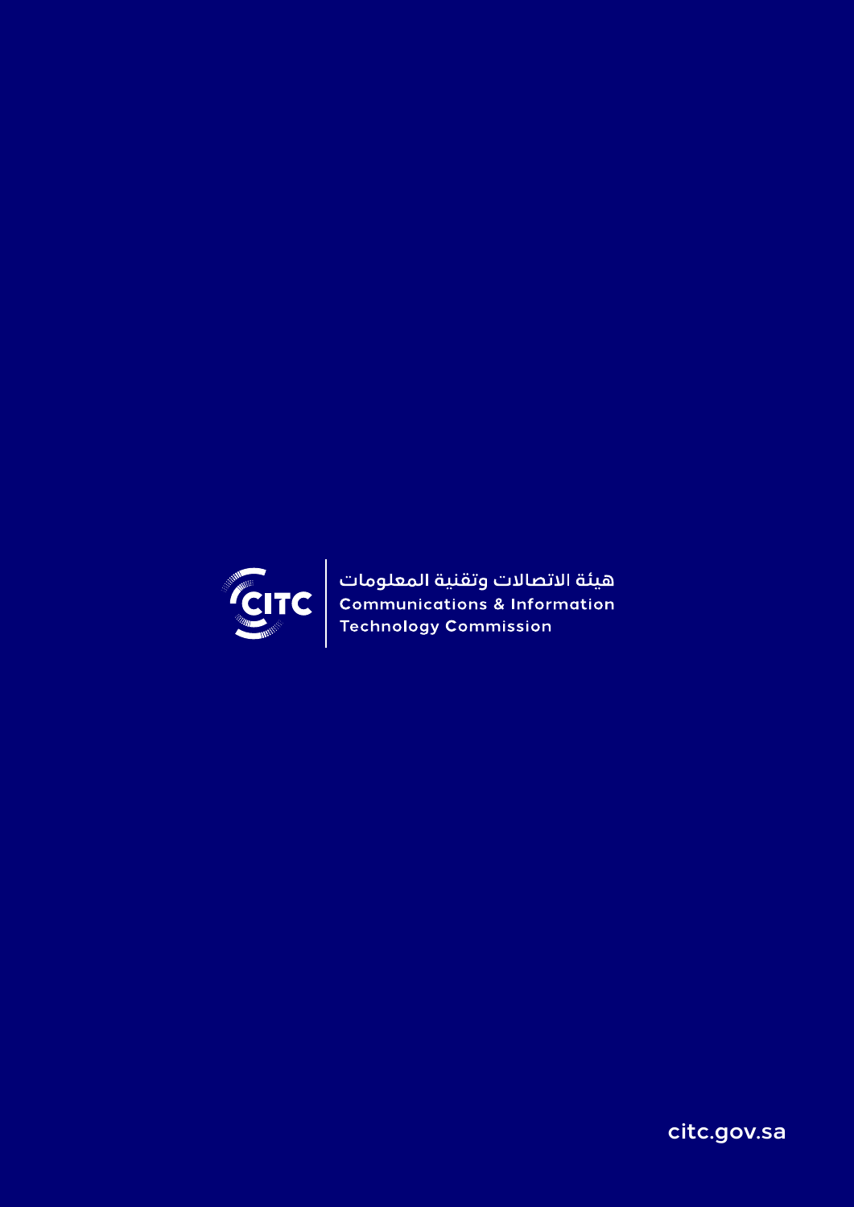CITC

هيئة الاتصالات وتقنية المعلومات

Communications & Information Technology Commission

citc.gov.sa